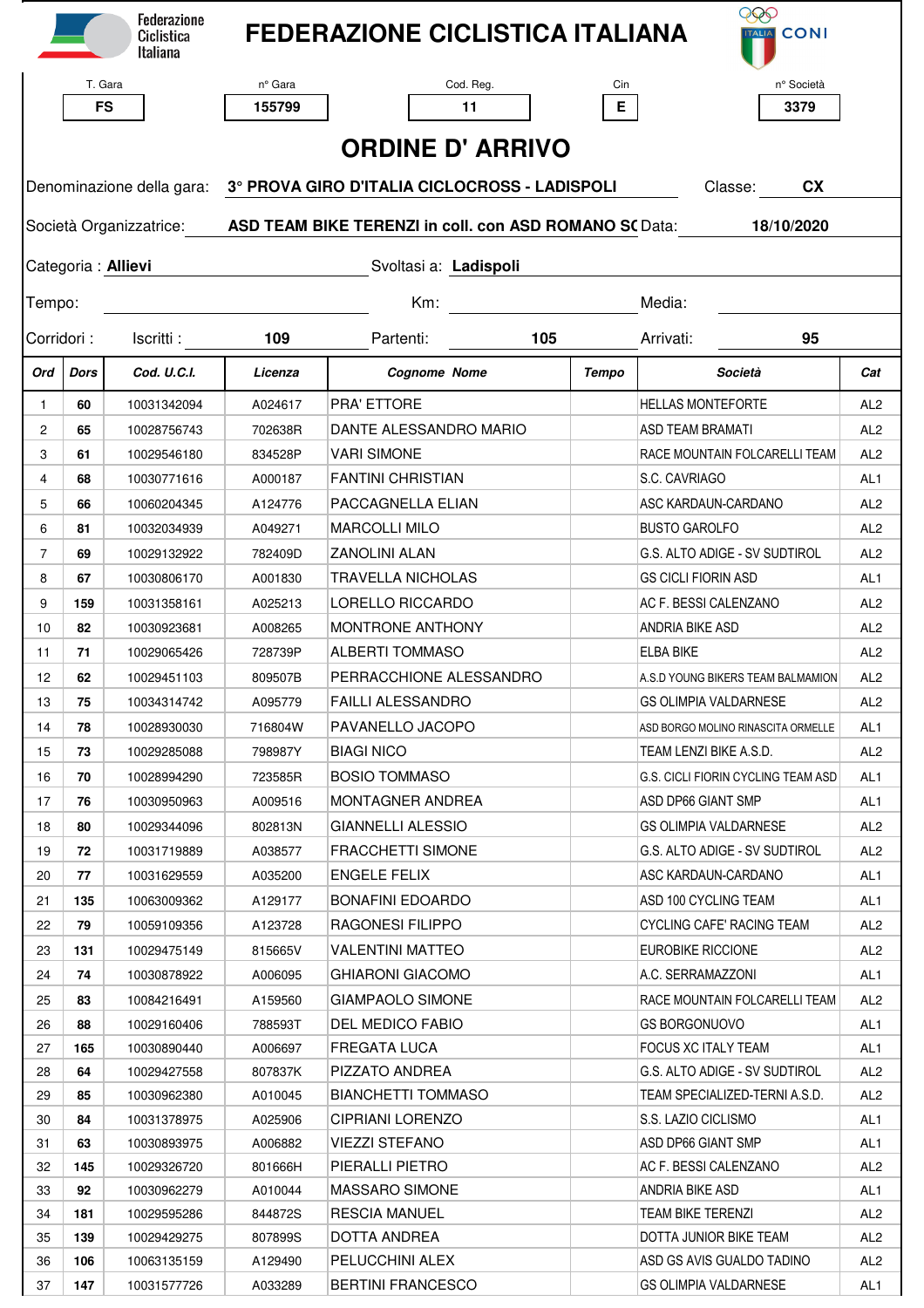Federazione Ciclistica Italiana

# FEDERAZIONE CICLISTICA ITALIANA

CONI

| T. Gara | n° Gara | Cod. Reg. | Cin | n° Società |
|---|---|---|---|---|
| FS | 155799 | 11 | E | 3379 |

## ORDINE D' ARRIVO

Denominazione della gara: **3° PROVA GIRO D'ITALIA CICLOCROSS - LADISPOLI** Classe: **CX**

Società Organizzatrice: **ASD TEAM BIKE TERENZI in coll. con ASD ROMANO SC** Data: **18/10/2020**

Categoria : **Allievi** Svoltasi a: **Ladispoli**

Tempo: Km: Media:

Corridori : Iscritti : **109** Partenti: **105** Arrivati: **95**

| Ord | Dors | Cod. U.C.I. | Licenza | Cognome Nome | Tempo | Società | Cat |
|---|---|---|---|---|---|---|---|
| 1 | 60 | 10031342094 | A024617 | PRA' ETTORE | | HELLAS MONTEFORTE | AL2 |
| 2 | 65 | 10028756743 | 702638R | DANTE ALESSANDRO MARIO | | ASD TEAM BRAMATI | AL2 |
| 3 | 61 | 10029546180 | 834528P | VARI SIMONE | | RACE MOUNTAIN FOLCARELLI TEAM | AL2 |
| 4 | 68 | 10030771616 | A000187 | FANTINI CHRISTIAN | | S.C. CAVRIAGO | AL1 |
| 5 | 66 | 10060204345 | A124776 | PACCAGNELLA ELIAN | | ASC KARDAUN-CARDANO | AL2 |
| 6 | 81 | 10032034939 | A049271 | MARCOLLI MILO | | BUSTO GAROLFO | AL2 |
| 7 | 69 | 10029132922 | 782409D | ZANOLINI ALAN | | G.S. ALTO ADIGE - SV SUDTIROL | AL2 |
| 8 | 67 | 10030806170 | A001830 | TRAVELLA NICHOLAS | | GS CICLI FIORIN ASD | AL1 |
| 9 | 159 | 10031358161 | A025213 | LORELLO RICCARDO | | AC F. BESSI CALENZANO | AL2 |
| 10 | 82 | 10030923681 | A008265 | MONTRONE ANTHONY | | ANDRIA BIKE ASD | AL2 |
| 11 | 71 | 10029065426 | 728739P | ALBERTI TOMMASO | | ELBA BIKE | AL2 |
| 12 | 62 | 10029451103 | 809507B | PERRACCHIONE ALESSANDRO | | A.S.D YOUNG BIKERS TEAM BALMAMION | AL2 |
| 13 | 75 | 10034314742 | A095779 | FAILLI ALESSANDRO | | GS OLIMPIA VALDARNESE | AL2 |
| 14 | 78 | 10028930030 | 716804W | PAVANELLO JACOPO | | ASD BORGO MOLINO RINASCITA ORMELLE | AL1 |
| 15 | 73 | 10029285088 | 798987Y | BIAGI NICO | | TEAM LENZI BIKE A.S.D. | AL2 |
| 16 | 70 | 10028994290 | 723585R | BOSIO TOMMASO | | G.S. CICLI FIORIN CYCLING TEAM ASD | AL1 |
| 17 | 76 | 10030950963 | A009516 | MONTAGNER ANDREA | | ASD DP66 GIANT SMP | AL1 |
| 18 | 80 | 10029344096 | 802813N | GIANNELLI ALESSIO | | GS OLIMPIA VALDARNESE | AL2 |
| 19 | 72 | 10031719889 | A038577 | FRACCHETTI SIMONE | | G.S. ALTO ADIGE - SV SUDTIROL | AL2 |
| 20 | 77 | 10031629559 | A035200 | ENGELE FELIX | | ASC KARDAUN-CARDANO | AL1 |
| 21 | 135 | 10063009362 | A129177 | BONAFINI EDOARDO | | ASD 100 CYCLING TEAM | AL1 |
| 22 | 79 | 10059109356 | A123728 | RAGONESI FILIPPO | | CYCLING CAFE' RACING TEAM | AL2 |
| 23 | 131 | 10029475149 | 815665V | VALENTINI MATTEO | | EUROBIKE RICCIONE | AL2 |
| 24 | 74 | 10030878922 | A006095 | GHIARONI GIACOMO | | A.C. SERRAMAZZONI | AL1 |
| 25 | 83 | 10084216491 | A159560 | GIAMPAOLO SIMONE | | RACE MOUNTAIN FOLCARELLI TEAM | AL2 |
| 26 | 88 | 10029160406 | 788593T | DEL MEDICO FABIO | | GS BORGONUOVO | AL1 |
| 27 | 165 | 10030890440 | A006697 | FREGATA LUCA | | FOCUS XC ITALY TEAM | AL1 |
| 28 | 64 | 10029427558 | 807837K | PIZZATO ANDREA | | G.S. ALTO ADIGE - SV SUDTIROL | AL2 |
| 29 | 85 | 10030962380 | A010045 | BIANCHETTI TOMMASO | | TEAM SPECIALIZED-TERNI A.S.D. | AL2 |
| 30 | 84 | 10031378975 | A025906 | CIPRIANI LORENZO | | S.S. LAZIO CICLISMO | AL1 |
| 31 | 63 | 10030893975 | A006882 | VIEZZI STEFANO | | ASD DP66 GIANT SMP | AL1 |
| 32 | 145 | 10029326720 | 801666H | PIERALLI PIETRO | | AC F. BESSI CALENZANO | AL2 |
| 33 | 92 | 10030962279 | A010044 | MASSARO SIMONE | | ANDRIA BIKE ASD | AL1 |
| 34 | 181 | 10029595286 | 844872S | RESCIA MANUEL | | TEAM BIKE TERENZI | AL2 |
| 35 | 139 | 10029429275 | 807899S | DOTTA ANDREA | | DOTTA JUNIOR BIKE TEAM | AL2 |
| 36 | 106 | 10063135159 | A129490 | PELUCCHINI ALEX | | ASD GS AVIS GUALDO TADINO | AL2 |
| 37 | 147 | 10031577726 | A033289 | BERTINI FRANCESCO | | GS OLIMPIA VALDARNESE | AL1 |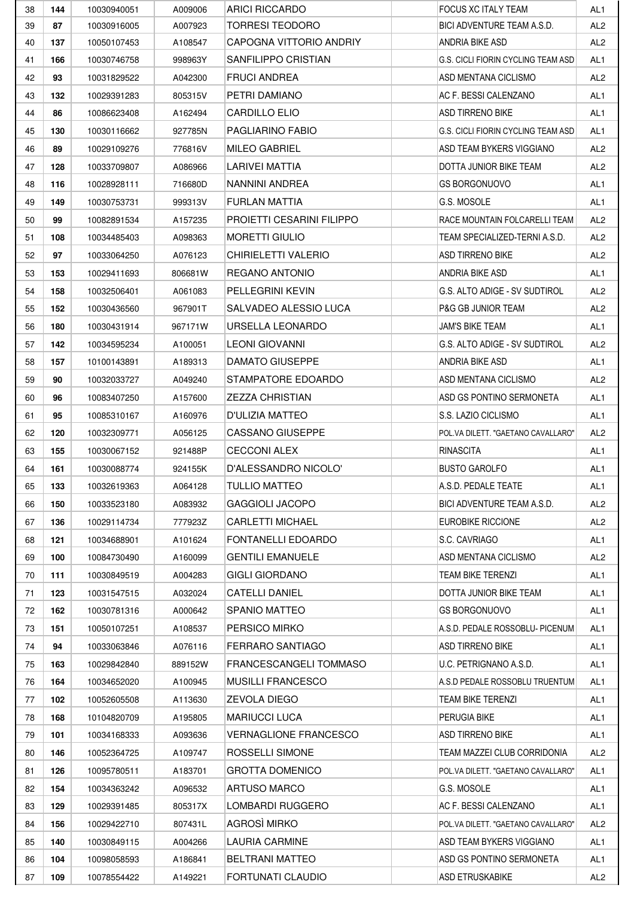| 38 | 144 | 10030940051 | A009006 | ARICI RICCARDO | | FOCUS XC ITALY TEAM | AL1 |
|---|---|---|---|---|---|---|---|
| 39 | 87 | 10030916005 | A007923 | TORRESI TEODORO | | BICI ADVENTURE TEAM A.S.D. | AL2 |
| 40 | 137 | 10050107453 | A108547 | CAPOGNA VITTORIO ANDRIY | | ANDRIA BIKE ASD | AL2 |
| 41 | 166 | 10030746758 | 998963Y | SANFILIPPO CRISTIAN | | G.S. CICLI FIORIN CYCLING TEAM ASD | AL1 |
| 42 | 93 | 10031829522 | A042300 | FRUCI ANDREA | | ASD MENTANA CICLISMO | AL2 |
| 43 | 132 | 10029391283 | 805315V | PETRI DAMIANO | | AC F. BESSI CALENZANO | AL1 |
| 44 | 86 | 10086623408 | A162494 | CARDILLO ELIO | | ASD TIRRENO BIKE | AL1 |
| 45 | 130 | 10030116662 | 927785N | PAGLIARINO FABIO | | G.S. CICLI FIORIN CYCLING TEAM ASD | AL1 |
| 46 | 89 | 10029109276 | 776816V | MILEO GABRIEL | | ASD TEAM BYKERS VIGGIANO | AL2 |
| 47 | 128 | 10033709807 | A086966 | LARIVEI MATTIA | | DOTTA JUNIOR BIKE TEAM | AL2 |
| 48 | 116 | 10028928111 | 716680D | NANNINI ANDREA | | GS BORGONUOVO | AL1 |
| 49 | 149 | 10030753731 | 999313V | FURLAN MATTIA | | G.S. MOSOLE | AL1 |
| 50 | 99 | 10082891534 | A157235 | PROIETTI CESARINI FILIPPO | | RACE MOUNTAIN FOLCARELLI TEAM | AL2 |
| 51 | 108 | 10034485403 | A098363 | MORETTI GIULIO | | TEAM SPECIALIZED-TERNI A.S.D. | AL2 |
| 52 | 97 | 10033064250 | A076123 | CHIRIELETTI VALERIO | | ASD TIRRENO BIKE | AL2 |
| 53 | 153 | 10029411693 | 806681W | REGANO ANTONIO | | ANDRIA BIKE ASD | AL1 |
| 54 | 158 | 10032506401 | A061083 | PELLEGRINI KEVIN | | G.S. ALTO ADIGE - SV SUDTIROL | AL2 |
| 55 | 152 | 10030436560 | 967901T | SALVADEO ALESSIO LUCA | | P&G GB JUNIOR TEAM | AL2 |
| 56 | 180 | 10030431914 | 967171W | URSELLA LEONARDO | | JAM'S BIKE TEAM | AL1 |
| 57 | 142 | 10034595234 | A100051 | LEONI GIOVANNI | | G.S. ALTO ADIGE - SV SUDTIROL | AL2 |
| 58 | 157 | 10100143891 | A189313 | DAMATO GIUSEPPE | | ANDRIA BIKE ASD | AL1 |
| 59 | 90 | 10032033727 | A049240 | STAMPATORE EDOARDO | | ASD MENTANA CICLISMO | AL2 |
| 60 | 96 | 10083407250 | A157600 | ZEZZA CHRISTIAN | | ASD GS PONTINO SERMONETA | AL1 |
| 61 | 95 | 10085310167 | A160976 | D'ULIZIA MATTEO | | S.S. LAZIO CICLISMO | AL1 |
| 62 | 120 | 10032309771 | A056125 | CASSANO GIUSEPPE | | POL.VA DILETT. "GAETANO CAVALLARO" | AL2 |
| 63 | 155 | 10030067152 | 921488P | CECCONI ALEX | | RINASCITA | AL1 |
| 64 | 161 | 10030088774 | 924155K | D'ALESSANDRO NICOLO' | | BUSTO GAROLFO | AL1 |
| 65 | 133 | 10032619363 | A064128 | TULLIO MATTEO | | A.S.D. PEDALE TEATE | AL1 |
| 66 | 150 | 10033523180 | A083932 | GAGGIOLI JACOPO | | BICI ADVENTURE TEAM A.S.D. | AL2 |
| 67 | 136 | 10029114734 | 777923Z | CARLETTI MICHAEL | | EUROBIKE RICCIONE | AL2 |
| 68 | 121 | 10034688901 | A101624 | FONTANELLI EDOARDO | | S.C. CAVRIAGO | AL1 |
| 69 | 100 | 10084730490 | A160099 | GENTILI EMANUELE | | ASD MENTANA CICLISMO | AL2 |
| 70 | 111 | 10030849519 | A004283 | GIGLI GIORDANO | | TEAM BIKE TERENZI | AL1 |
| 71 | 123 | 10031547515 | A032024 | CATELLI DANIEL | | DOTTA JUNIOR BIKE TEAM | AL1 |
| 72 | 162 | 10030781316 | A000642 | SPANIO MATTEO | | GS BORGONUOVO | AL1 |
| 73 | 151 | 10050107251 | A108537 | PERSICO MIRKO | | A.S.D. PEDALE ROSSOBLU- PICENUM | AL1 |
| 74 | 94 | 10033063846 | A076116 | FERRARO SANTIAGO | | ASD TIRRENO BIKE | AL1 |
| 75 | 163 | 10029842840 | 889152W | FRANCESCANGELI TOMMASO | | U.C. PETRIGNANO A.S.D. | AL1 |
| 76 | 164 | 10034652020 | A100945 | MUSILLI FRANCESCO | | A.S.D PEDALE ROSSOBLU TRUENTUM | AL1 |
| 77 | 102 | 10052605508 | A113630 | ZEVOLA DIEGO | | TEAM BIKE TERENZI | AL1 |
| 78 | 168 | 10104820709 | A195805 | MARIUCCI LUCA | | PERUGIA BIKE | AL1 |
| 79 | 101 | 10034168333 | A093636 | VERNAGLIONE FRANCESCO | | ASD TIRRENO BIKE | AL1 |
| 80 | 146 | 10052364725 | A109747 | ROSSELLI SIMONE | | TEAM MAZZEI CLUB CORRIDONIA | AL2 |
| 81 | 126 | 10095780511 | A183701 | GROTTA DOMENICO | | POL.VA DILETT. "GAETANO CAVALLARO" | AL1 |
| 82 | 154 | 10034363242 | A096532 | ARTUSO MARCO | | G.S. MOSOLE | AL1 |
| 83 | 129 | 10029391485 | 805317X | LOMBARDI RUGGERO | | AC F. BESSI CALENZANO | AL1 |
| 84 | 156 | 10029422710 | 807431L | AGROSÌ MIRKO | | POL.VA DILETT. "GAETANO CAVALLARO" | AL2 |
| 85 | 140 | 10030849115 | A004266 | LAURIA CARMINE | | ASD TEAM BYKERS VIGGIANO | AL1 |
| 86 | 104 | 10098058593 | A186841 | BELTRANI MATTEO | | ASD GS PONTINO SERMONETA | AL1 |
| 87 | 109 | 10078554422 | A149221 | FORTUNATI CLAUDIO | | ASD ETRUSKABIKE | AL2 |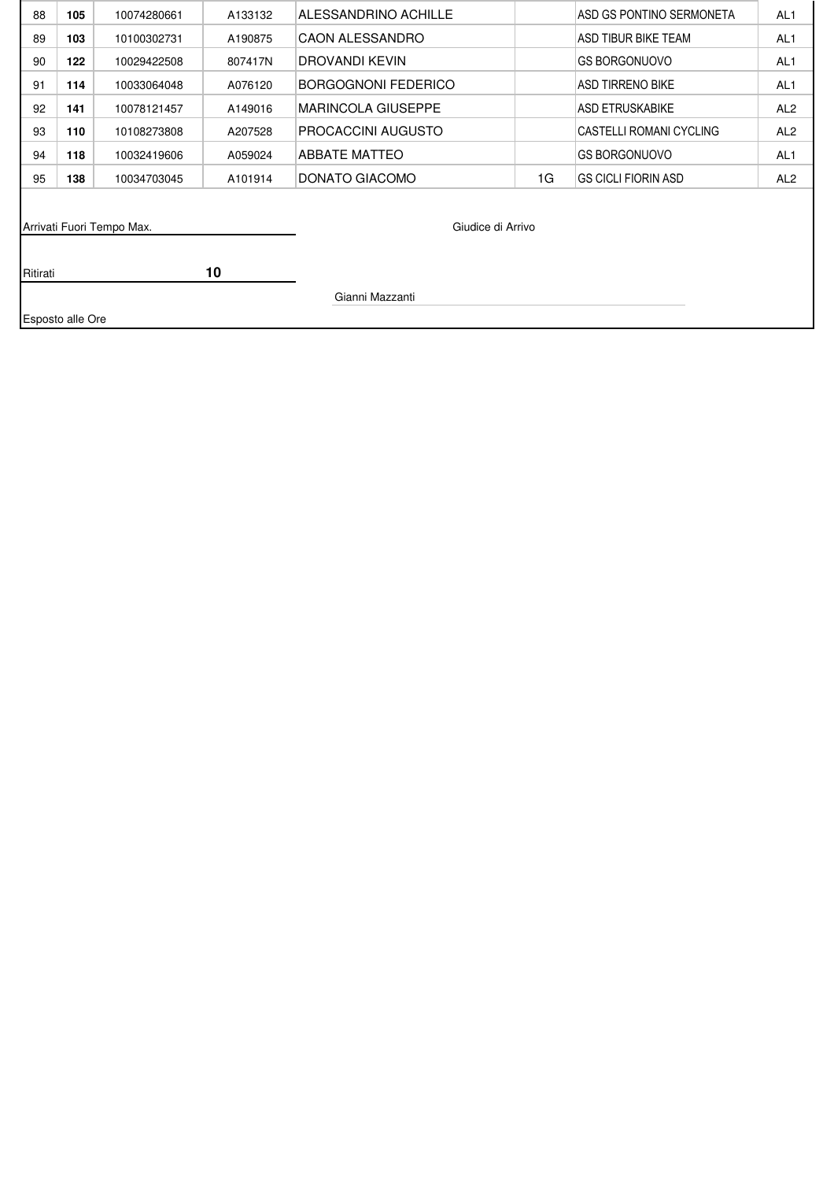| | | | | | | | |
|---|---|---|---|---|---|---|---|
| 88 | **105** | 10074280661 | A133132 | ALESSANDRINO ACHILLE | | ASD GS PONTINO SERMONETA | AL1 |
| 89 | **103** | 10100302731 | A190875 | CAON ALESSANDRO | | ASD TIBUR BIKE TEAM | AL1 |
| 90 | **122** | 10029422508 | 807417N | DROVANDI KEVIN | | GS BORGONUOVO | AL1 |
| 91 | **114** | 10033064048 | A076120 | BORGOGNONI FEDERICO | | ASD TIRRENO BIKE | AL1 |
| 92 | **141** | 10078121457 | A149016 | MARINCOLA GIUSEPPE | | ASD ETRUSKABIKE | AL2 |
| 93 | **110** | 10108273808 | A207528 | PROCACCINI AUGUSTO | | CASTELLI ROMANI CYCLING | AL2 |
| 94 | **118** | 10032419606 | A059024 | ABBATE MATTEO | | GS BORGONUOVO | AL1 |
| 95 | **138** | 10034703045 | A101914 | DONATO GIACOMO | 1G | GS CICLI FIORIN ASD | AL2 |

Arrivati Fuori Tempo Max.

Giudice di Arrivo

Ritirati **10**

Gianni Mazzanti

Esposto alle Ore